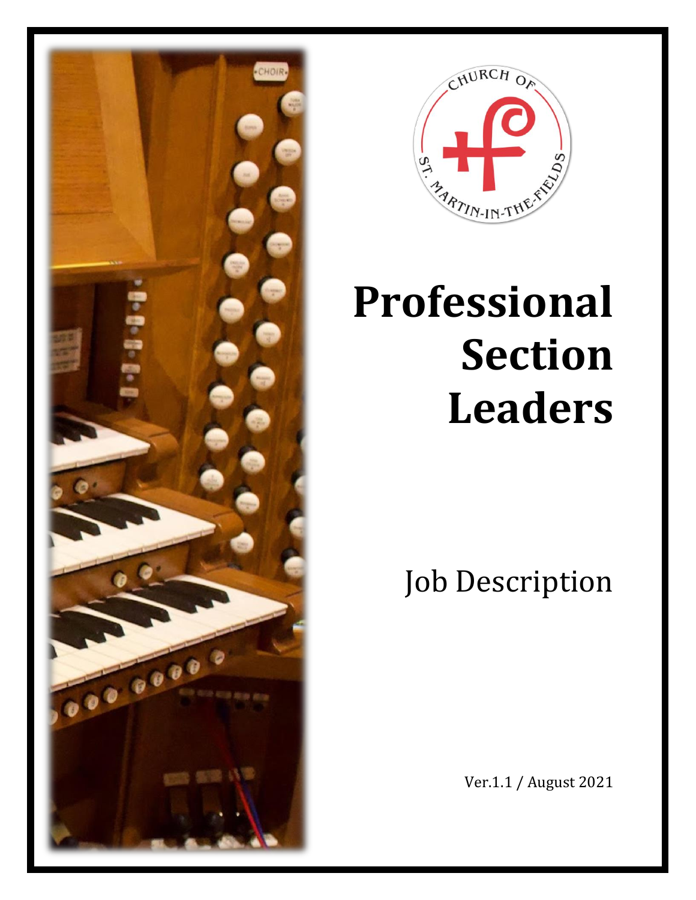CHURCH OF ST. MARTIN-IN-THE-FIELDS

# Professional Section Leaders

Job Description

Ver.1.1 / August 2021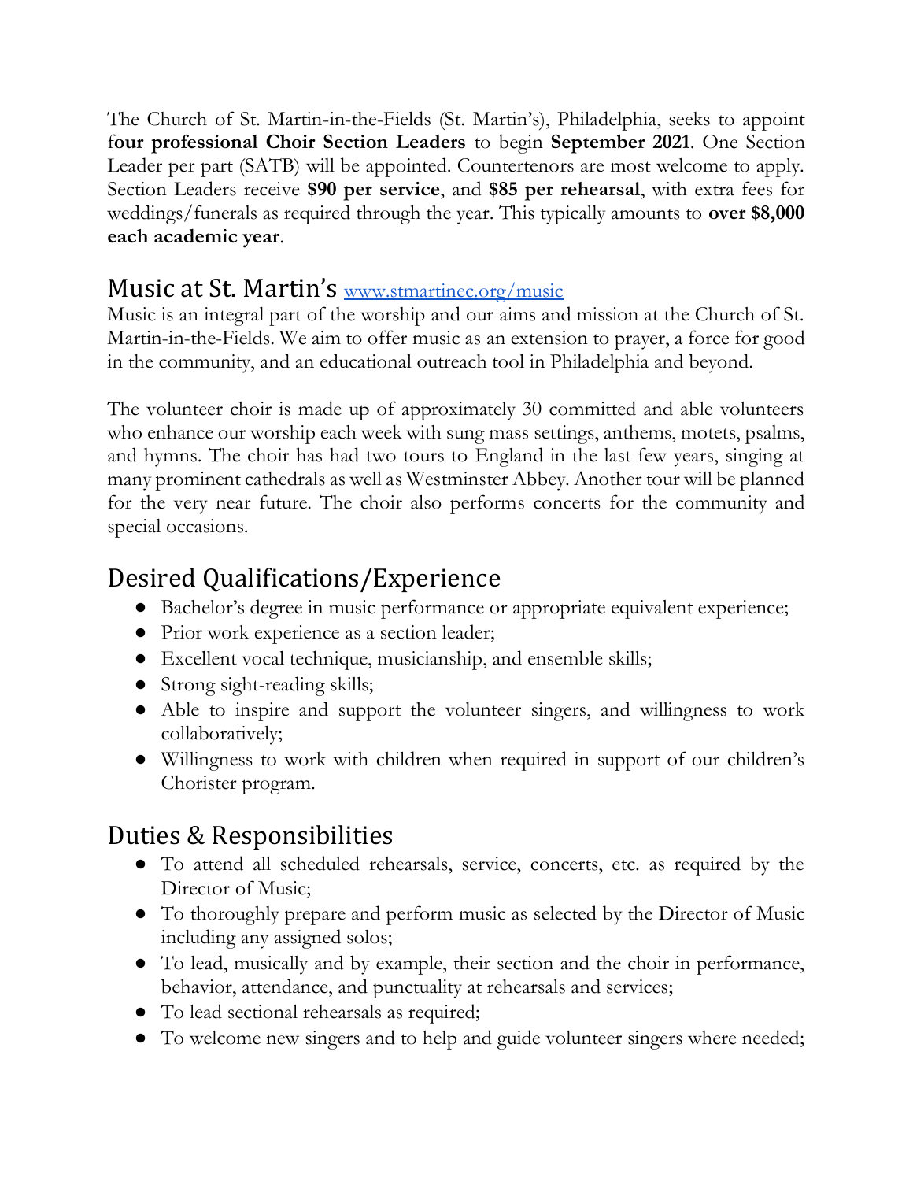The Church of St. Martin-in-the-Fields (St. Martin's), Philadelphia, seeks to appoint **four professional Choir Section Leaders** to begin **September 2021**. One Section Leader per part (SATB) will be appointed. Countertenors are most welcome to apply. Section Leaders receive **$90 per service**, and **$85 per rehearsal**, with extra fees for weddings/funerals as required through the year. This typically amounts to **over $8,000 each academic year**.

## Music at St. Martin's [www.stmartinec.org/music](www.stmartinec.org/music)

Music is an integral part of the worship and our aims and mission at the Church of St. Martin-in-the-Fields. We aim to offer music as an extension to prayer, a force for good in the community, and an educational outreach tool in Philadelphia and beyond.

The volunteer choir is made up of approximately 30 committed and able volunteers who enhance our worship each week with sung mass settings, anthems, motets, psalms, and hymns. The choir has had two tours to England in the last few years, singing at many prominent cathedrals as well as Westminster Abbey. Another tour will be planned for the very near future. The choir also performs concerts for the community and special occasions.

## Desired Qualifications/Experience

- Bachelor's degree in music performance or appropriate equivalent experience;
- Prior work experience as a section leader;
- Excellent vocal technique, musicianship, and ensemble skills;
- Strong sight-reading skills;
- Able to inspire and support the volunteer singers, and willingness to work collaboratively;
- Willingness to work with children when required in support of our children's Chorister program.

## Duties & Responsibilities

- To attend all scheduled rehearsals, service, concerts, etc. as required by the Director of Music;
- To thoroughly prepare and perform music as selected by the Director of Music including any assigned solos;
- To lead, musically and by example, their section and the choir in performance, behavior, attendance, and punctuality at rehearsals and services;
- To lead sectional rehearsals as required;
- To welcome new singers and to help and guide volunteer singers where needed;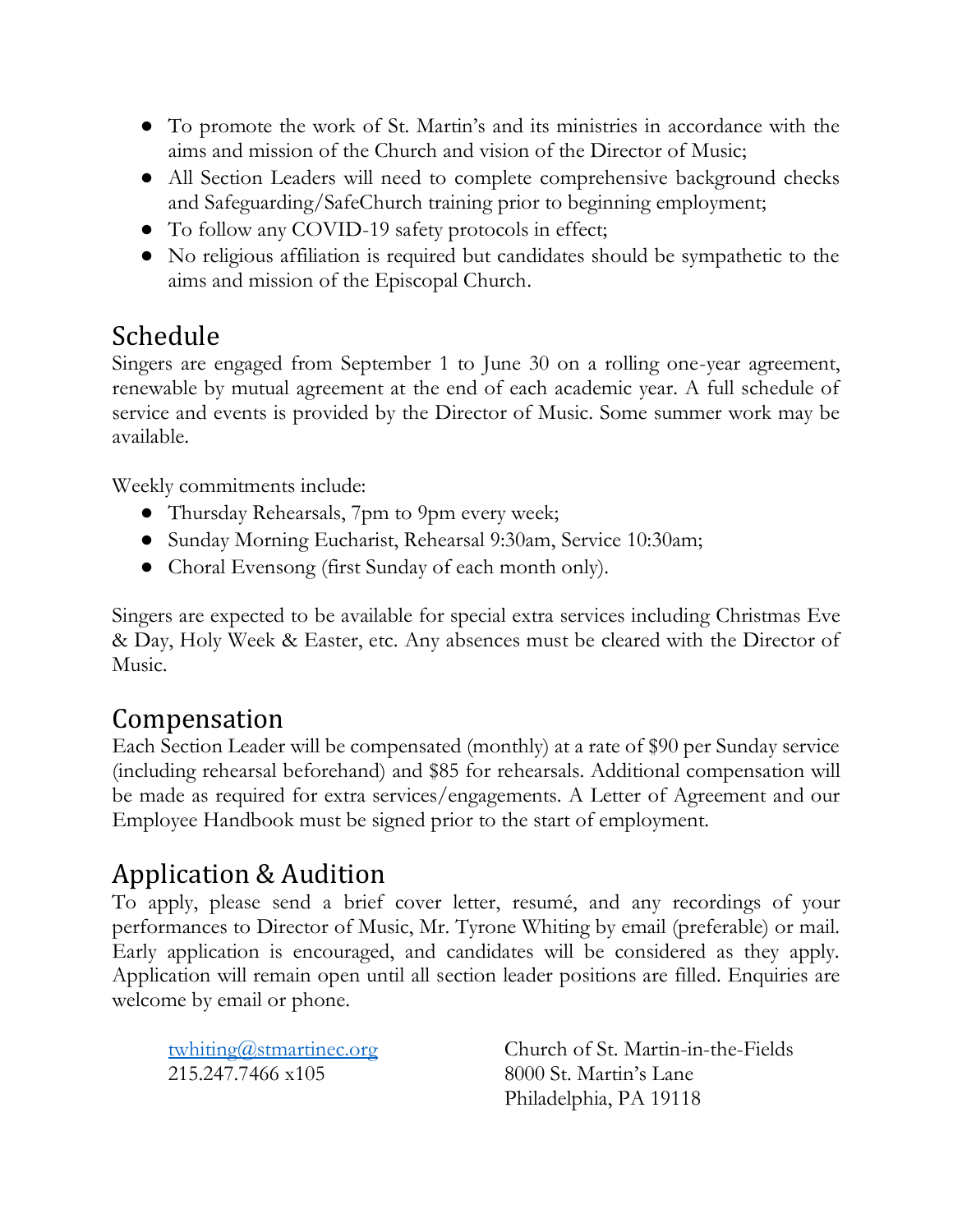- To promote the work of St. Martin's and its ministries in accordance with the aims and mission of the Church and vision of the Director of Music;
- All Section Leaders will need to complete comprehensive background checks and Safeguarding/SafeChurch training prior to beginning employment;
- To follow any COVID-19 safety protocols in effect;
- No religious affiliation is required but candidates should be sympathetic to the aims and mission of the Episcopal Church.

## Schedule

Singers are engaged from September 1 to June 30 on a rolling one-year agreement, renewable by mutual agreement at the end of each academic year. A full schedule of service and events is provided by the Director of Music. Some summer work may be available.

Weekly commitments include:

- Thursday Rehearsals, 7pm to 9pm every week;
- Sunday Morning Eucharist, Rehearsal 9:30am, Service 10:30am;
- Choral Evensong (first Sunday of each month only).

Singers are expected to be available for special extra services including Christmas Eve & Day, Holy Week & Easter, etc. Any absences must be cleared with the Director of Music.

## Compensation

Each Section Leader will be compensated (monthly) at a rate of $90 per Sunday service (including rehearsal beforehand) and $85 for rehearsals. Additional compensation will be made as required for extra services/engagements. A Letter of Agreement and our Employee Handbook must be signed prior to the start of employment.

## Application & Audition

To apply, please send a brief cover letter, resumé, and any recordings of your performances to Director of Music, Mr. Tyrone Whiting by email (preferable) or mail. Early application is encouraged, and candidates will be considered as they apply. Application will remain open until all section leader positions are filled. Enquiries are welcome by email or phone.

[twhiting@stmartinec.org](mailto:twhiting@stmartinec.org)
215.247.7466 x105

Church of St. Martin-in-the-Fields
8000 St. Martin's Lane
Philadelphia, PA 19118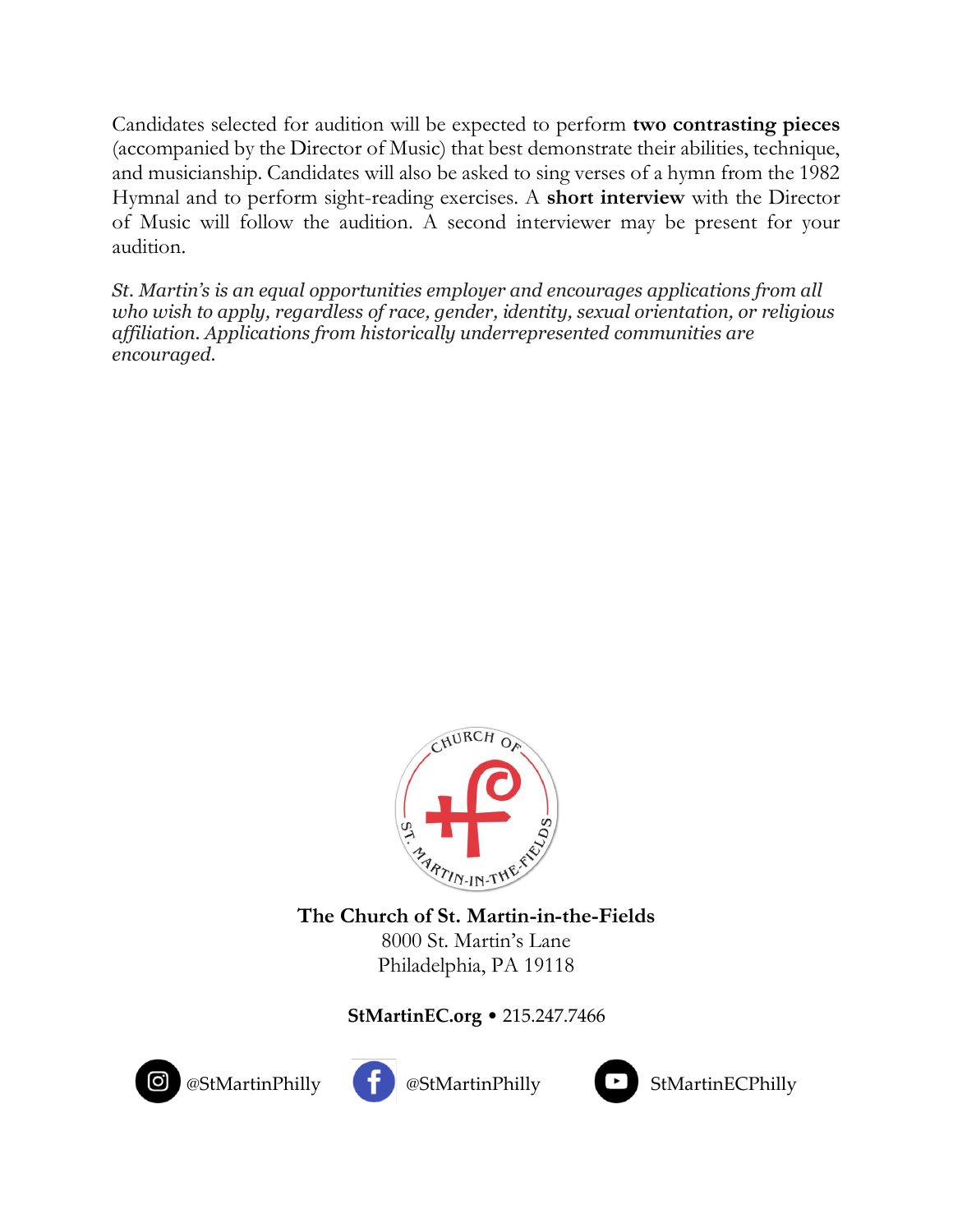Candidates selected for audition will be expected to perform **two contrasting pieces** (accompanied by the Director of Music) that best demonstrate their abilities, technique, and musicianship. Candidates will also be asked to sing verses of a hymn from the 1982 Hymnal and to perform sight-reading exercises. A **short interview** with the Director of Music will follow the audition. A second interviewer may be present for your audition.

*St. Martin's is an equal opportunities employer and encourages applications from all who wish to apply, regardless of race, gender, identity, sexual orientation, or religious affiliation. Applications from historically underrepresented communities are encouraged.*

**The Church of St. Martin-in-the-Fields**
8000 St. Martin's Lane
Philadelphia, PA 19118

**StMartinEC.org** • 215.247.7466

@StMartinPhilly   @StMartinPhilly   StMartinECPhilly